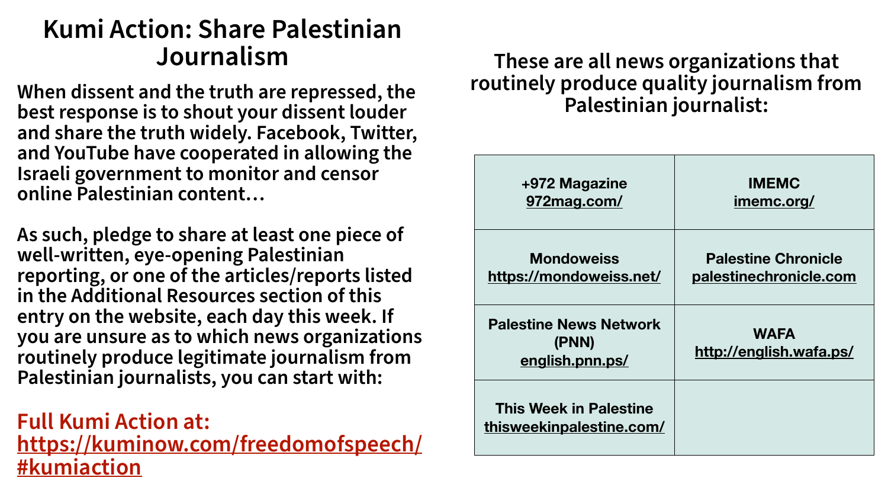# Kumi Action: Share Palestinian Journalism

**When dissent and the truth are repressed, the best response is to shout your dissent louder and share the truth widely. Facebook, Twitter, and YouTube have cooperated in allowing the Israeli government to monitor and censor online Palestinian content…**

**As such, pledge to share at least one piece of well-written, eye-opening Palestinian reporting, or one of the articles/reports listed in the Additional Resources section of this entry on the website, each day this week. If you are unsure as to which news organizations routinely produce legitimate journalism from Palestinian journalists, you can start with:**

**Full Kumi Action at: [https://kuminow.com/freedomofspeech/](https://kuminow.com/freedomofspeech/) #kumiaction**

## These are all news organizations that routinely produce quality journalism from Palestinian journalist:

| | |
|---|---|
| **+972 Magazine** 972mag.com/ | **IMEMC** imemc.org/ |
| **Mondoweiss** https://mondoweiss.net/ | **Palestine Chronicle** palestinechronicle.com |
| **Palestine News Network (PNN)** english.pnn.ps/ | **WAFA** http://english.wafa.ps/ |
| **This Week in Palestine** thisweekinpalestine.com/ | |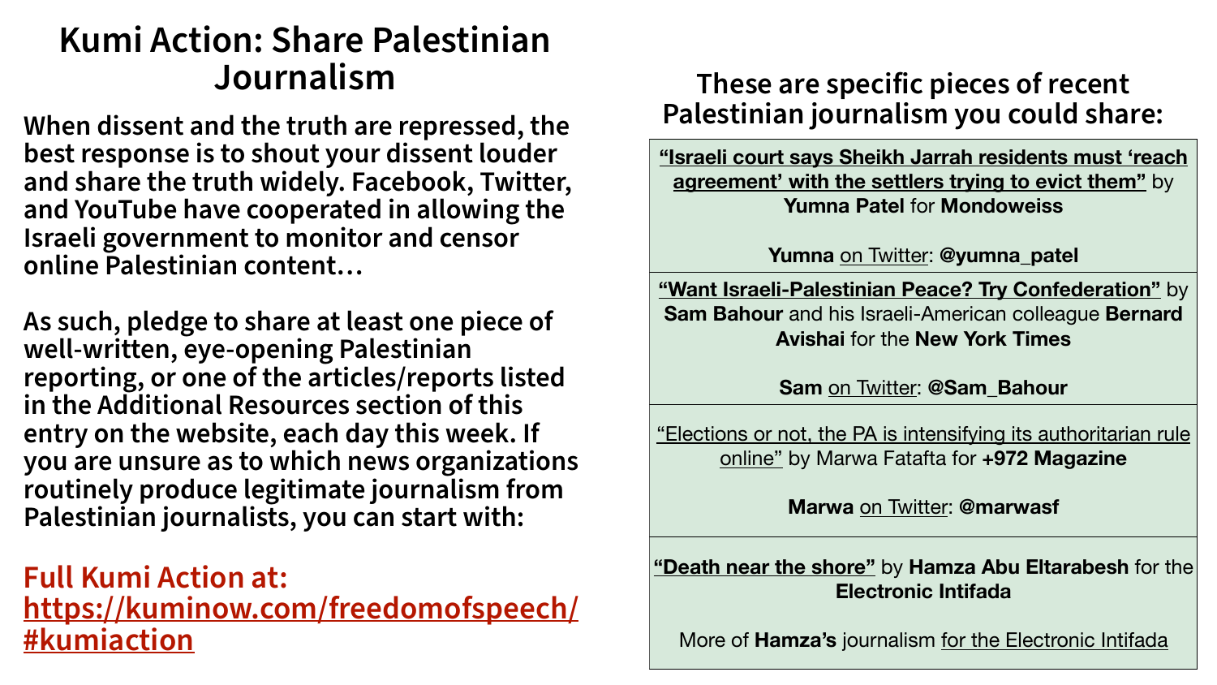# Kumi Action: Share Palestinian Journalism

**When dissent and the truth are repressed, the best response is to shout your dissent louder and share the truth widely. Facebook, Twitter, and YouTube have cooperated in allowing the Israeli government to monitor and censor online Palestinian content…**

**As such, pledge to share at least one piece of well-written, eye-opening Palestinian reporting, or one of the articles/reports listed in the Additional Resources section of this entry on the website, each day this week. If you are unsure as to which news organizations routinely produce legitimate journalism from Palestinian journalists, you can start with:**

**Full Kumi Action at: https://kuminow.com/freedomofspeech/#kumiaction**

## These are specific pieces of recent Palestinian journalism you could share:

**"Israeli court says Sheikh Jarrah residents must 'reach agreement' with the settlers trying to evict them"** by **Yumna Patel** for **Mondoweiss**

**Yumna** on Twitter: **@yumna_patel**

**"Want Israeli-Palestinian Peace? Try Confederation"** by **Sam Bahour** and his Israeli-American colleague **Bernard Avishai** for the **New York Times**

**Sam** on Twitter: **@Sam_Bahour**

"Elections or not, the PA is intensifying its authoritarian rule online" by Marwa Fatafta for **+972 Magazine**

**Marwa** on Twitter: **@marwasf**

**"Death near the shore"** by **Hamza Abu Eltarabesh** for the **Electronic Intifada**

More of **Hamza's** journalism for the Electronic Intifada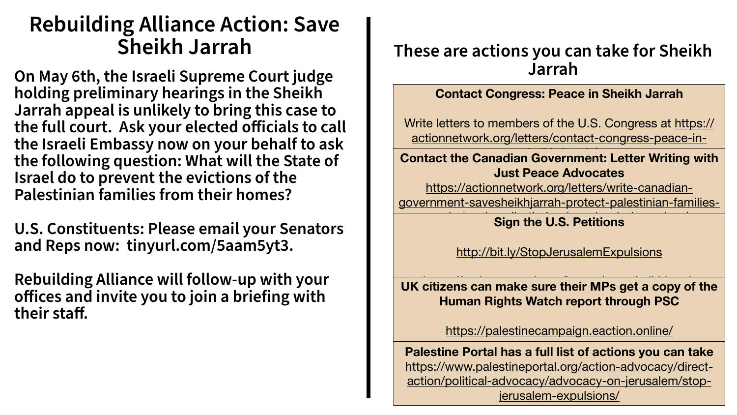# Rebuilding Alliance Action: Save Sheikh Jarrah

**On May 6th, the Israeli Supreme Court judge holding preliminary hearings in the Sheikh Jarrah appeal is unlikely to bring this case to the full court. Ask your elected officials to call the Israeli Embassy now on your behalf to ask the following question: What will the State of Israel do to prevent the evictions of the Palestinian families from their homes?**

**U.S. Constituents: Please email your Senators and Reps now: tinyurl.com/5aam5yt3.**

**Rebuilding Alliance will follow-up with your offices and invite you to join a briefing with their staff.**

## These are actions you can take for Sheikh Jarrah

**Contact Congress: Peace in Sheikh Jarrah**

Write letters to members of the U.S. Congress at https://actionnetwork.org/letters/contact-congress-peace-in-

**Contact the Canadian Government: Letter Writing with Just Peace Advocates**

https://actionnetwork.org/letters/write-canadian-government-savesheikhjarrah-protect-palestinian-families-

**Sign the U.S. Petitions**

http://bit.ly/StopJerusalemExpulsions

**UK citizens can make sure their MPs get a copy of the Human Rights Watch report through PSC**

https://palestinecampaign.eaction.online/

**Palestine Portal has a full list of actions you can take**

https://www.palestineportal.org/action-advocacy/direct-action/political-advocacy/advocacy-on-jerusalem/stop-jerusalem-expulsions/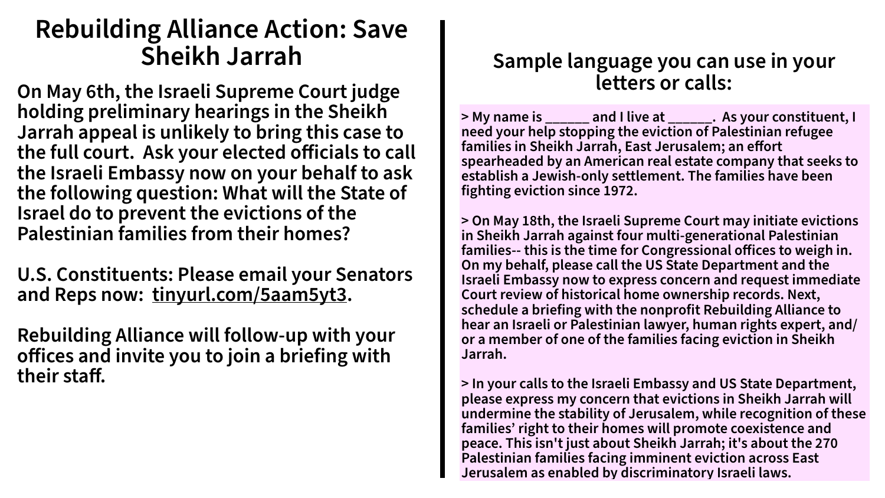# Rebuilding Alliance Action: Save Sheikh Jarrah

**On May 6th, the Israeli Supreme Court judge holding preliminary hearings in the Sheikh Jarrah appeal is unlikely to bring this case to the full court. Ask your elected officials to call the Israeli Embassy now on your behalf to ask the following question: What will the State of Israel do to prevent the evictions of the Palestinian families from their homes?**

**U.S. Constituents: Please email your Senators and Reps now: tinyurl.com/5aam5yt3.**

**Rebuilding Alliance will follow-up with your offices and invite you to join a briefing with their staff.**

## Sample language you can use in your letters or calls:

> My name is ______ and I live at ______. As your constituent, I need your help stopping the eviction of Palestinian refugee families in Sheikh Jarrah, East Jerusalem; an effort spearheaded by an American real estate company that seeks to establish a Jewish-only settlement. The families have been fighting eviction since 1972.

> On May 18th, the Israeli Supreme Court may initiate evictions in Sheikh Jarrah against four multi-generational Palestinian families-- this is the time for Congressional offices to weigh in. On my behalf, please call the US State Department and the Israeli Embassy now to express concern and request immediate Court review of historical home ownership records. Next, schedule a briefing with the nonprofit Rebuilding Alliance to hear an Israeli or Palestinian lawyer, human rights expert, and/or a member of one of the families facing eviction in Sheikh Jarrah.

> In your calls to the Israeli Embassy and US State Department, please express my concern that evictions in Sheikh Jarrah will undermine the stability of Jerusalem, while recognition of these families' right to their homes will promote coexistence and peace. This isn't just about Sheikh Jarrah; it's about the 270 Palestinian families facing imminent eviction across East Jerusalem as enabled by discriminatory Israeli laws.